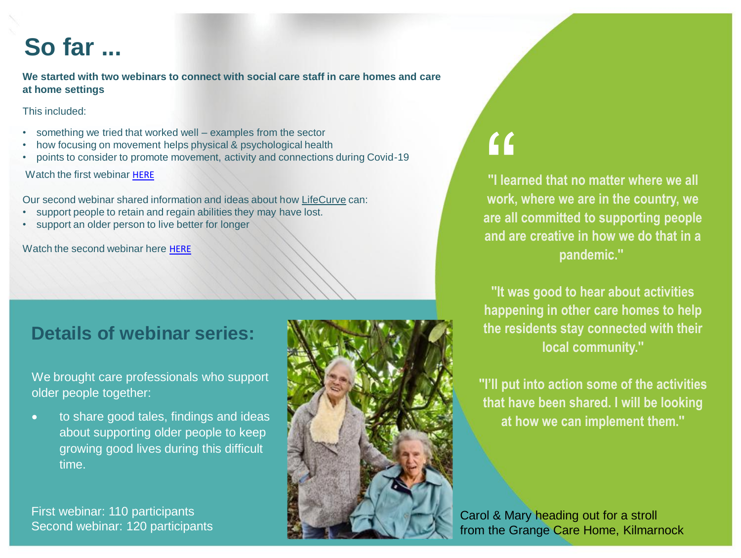# So far ...

**We started with two webinars to connect with social care staff in care homes and care at home settings**

This included:

- something we tried that worked well – examples from the sector
- how focusing on movement helps physical & psychological health
- points to consider to promote movement, activity and connections during Covid-19

Watch the first webinar HERE

Our second webinar shared information and ideas about how LifeCurve can:

- support people to retain and regain abilities they may have lost.
- support an older person to live better for longer

Watch the second webinar here HERE

## Details of webinar series:

We brought care professionals who support older people together:

- to share good tales, findings and ideas about supporting older people to keep growing good lives during this difficult time.

First webinar: 110 participants
Second webinar: 120 participants

"I learned that no matter where we all work, where we are in the country, we are all committed to supporting people and are creative in how we do that in a pandemic."

"It was good to hear about activities happening in other care homes to help the residents stay connected with their local community."

"I'll put into action some of the activities that have been shared. I will be looking at how we can implement them."

Carol & Mary heading out for a stroll from the Grange Care Home, Kilmarnock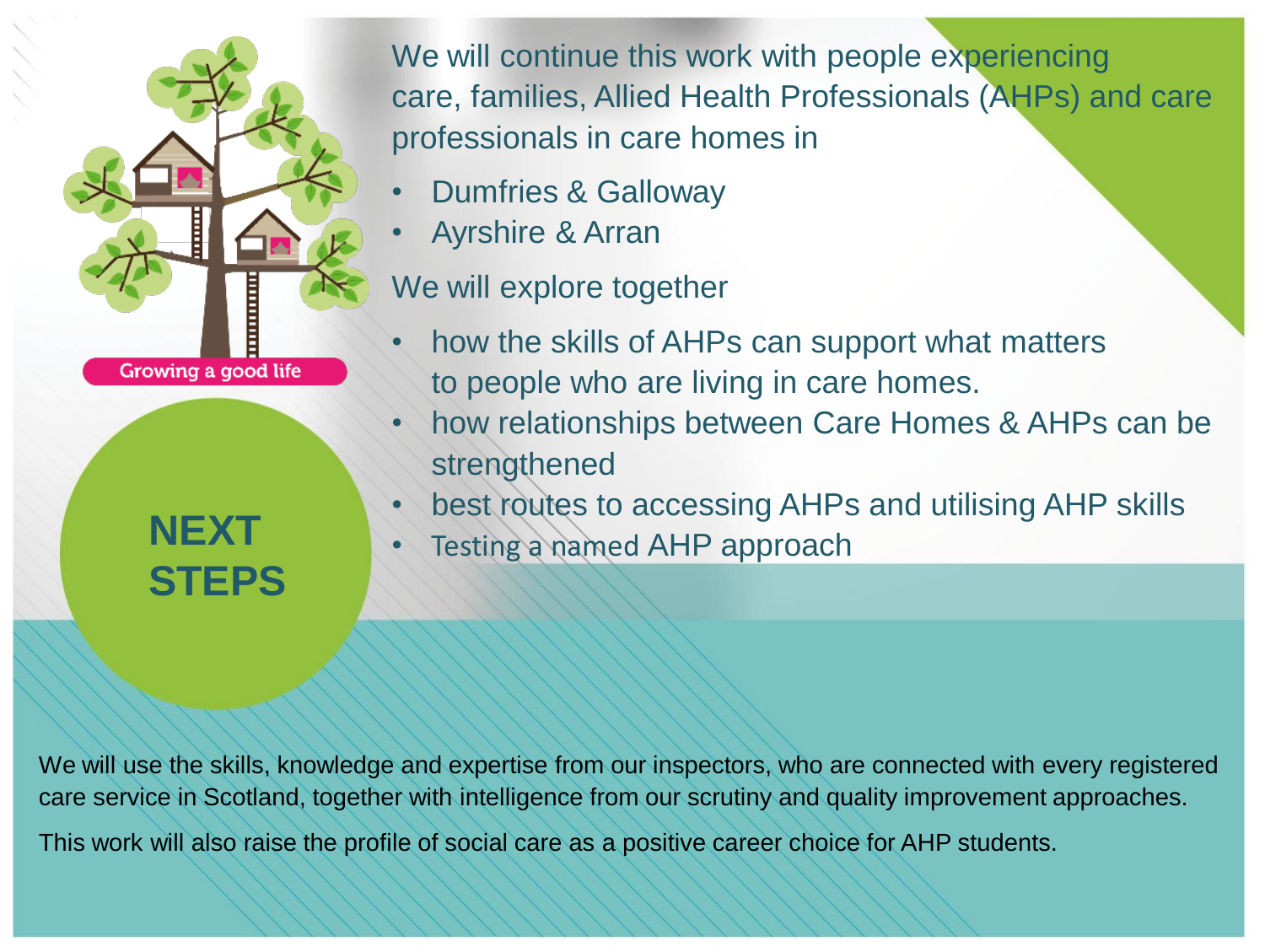Growing a good life

# NEXT STEPS

We will continue this work with people experiencing care, families, Allied Health Professionals (AHPs) and care professionals in care homes in

- Dumfries & Galloway
- Ayrshire & Arran

We will explore together

- how the skills of AHPs can support what matters to people who are living in care homes.
- how relationships between Care Homes & AHPs can be strengthened
- best routes to accessing AHPs and utilising AHP skills
- Testing a named AHP approach

We will use the skills, knowledge and expertise from our inspectors, who are connected with every registered care service in Scotland, together with intelligence from our scrutiny and quality improvement approaches.

This work will also raise the profile of social care as a positive career choice for AHP students.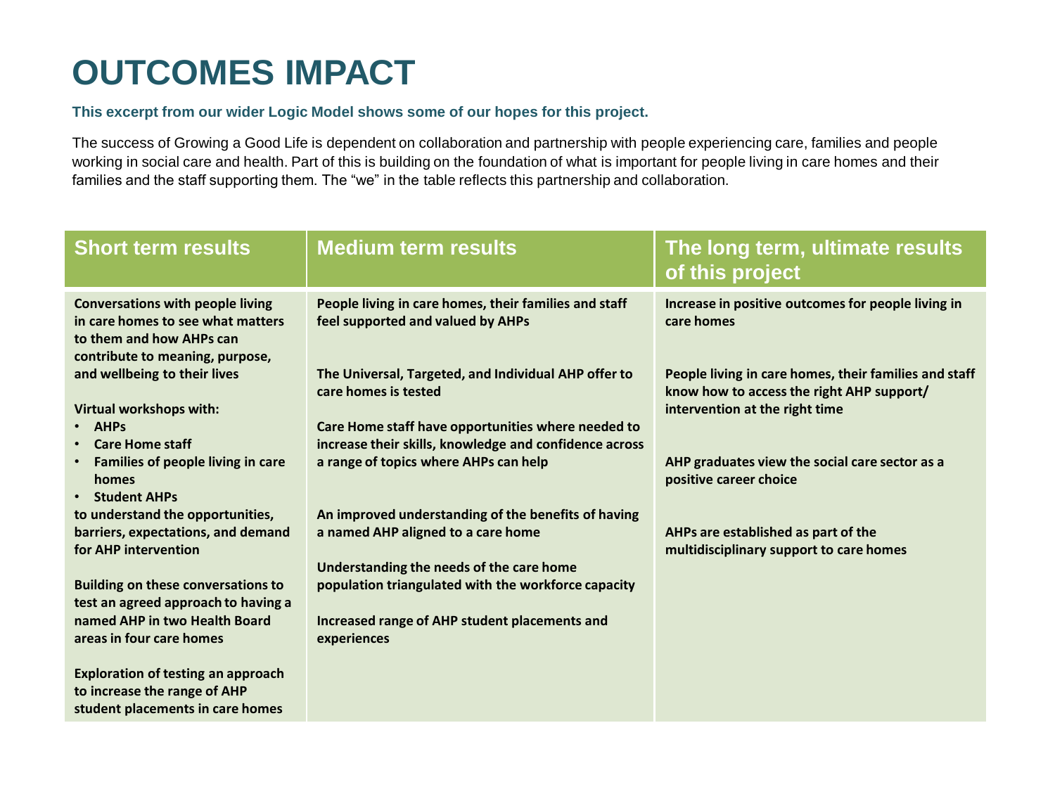# OUTCOMES IMPACT

**This excerpt from our wider Logic Model shows some of our hopes for this project.**

The success of Growing a Good Life is dependent on collaboration and partnership with people experiencing care, families and people working in social care and health. Part of this is building on the foundation of what is important for people living in care homes and their families and the staff supporting them. The "we" in the table reflects this partnership and collaboration.

| Short term results | Medium term results | The long term, ultimate results of this project |
|---|---|---|
| **Conversations with people living in care homes to see what matters to them and how AHPs can contribute to meaning, purpose, and wellbeing to their lives** | **People living in care homes, their families and staff feel supported and valued by AHPs** | **Increase in positive outcomes for people living in care homes** |
| **Virtual workshops with:** <br>• **AHPs** <br>• **Care Home staff** <br>• **Families of people living in care homes** <br>• **Student AHPs** <br>**to understand the opportunities, barriers, expectations, and demand for AHP intervention** | **The Universal, Targeted, and Individual AHP offer to care homes is tested** | **People living in care homes, their families and staff know how to access the right AHP support/ intervention at the right time** |
| **Building on these conversations to test an agreed approach to having a named AHP in two Health Board areas in four care homes** | **Care Home staff have opportunities where needed to increase their skills, knowledge and confidence across a range of topics where AHPs can help** | **AHP graduates view the social care sector as a positive career choice** |
| **Exploration of testing an approach to increase the range of AHP student placements in care homes** | **An improved understanding of the benefits of having a named AHP aligned to a care home** | **AHPs are established as part of the multidisciplinary support to care homes** |
| | **Understanding the needs of the care home population triangulated with the workforce capacity** | |
| | **Increased range of AHP student placements and experiences** | |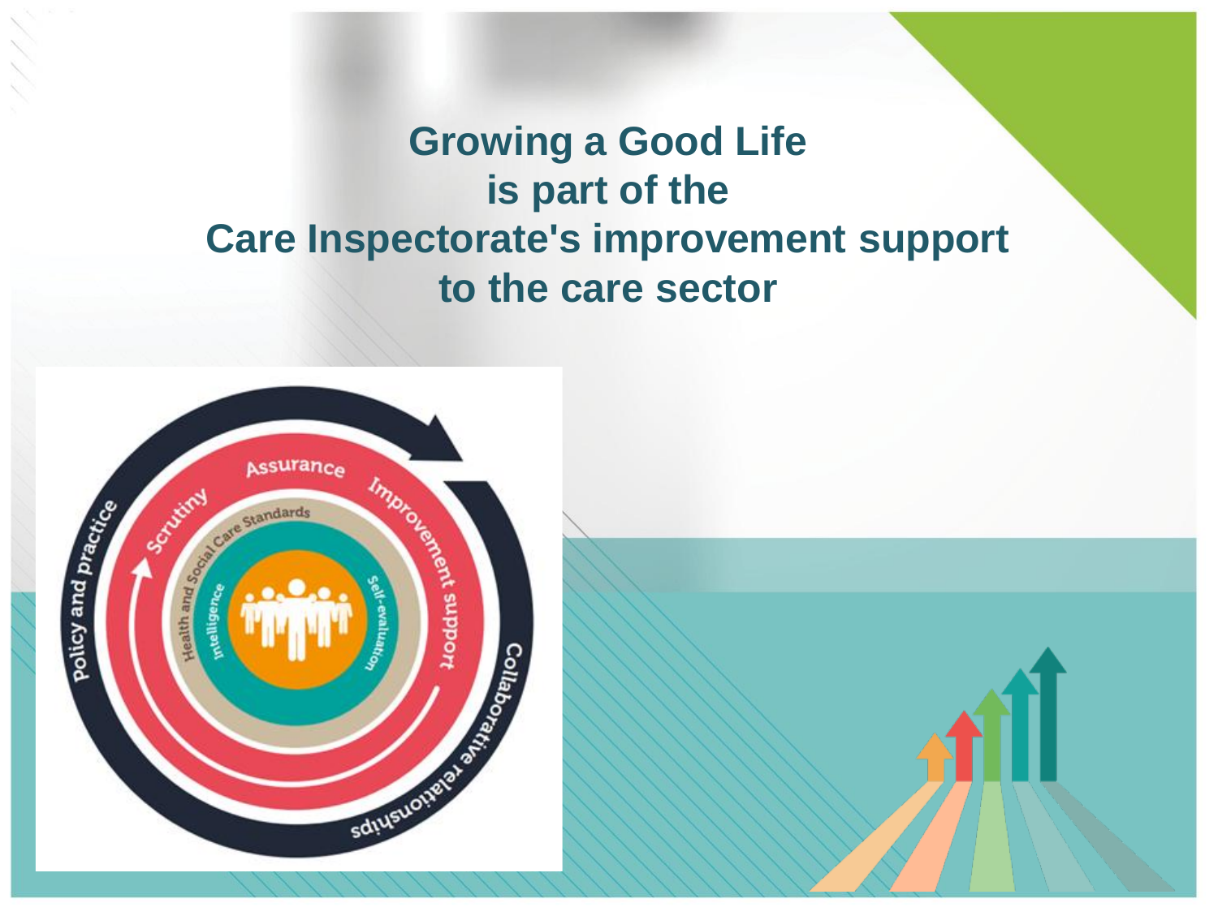# Growing a Good Life is part of the Care Inspectorate's improvement support to the care sector

Policy and practice

Scrutiny

Assurance

Improvement support

Collaborative relationships

Health and Social Care Standards

Intelligence

Self-evaluation